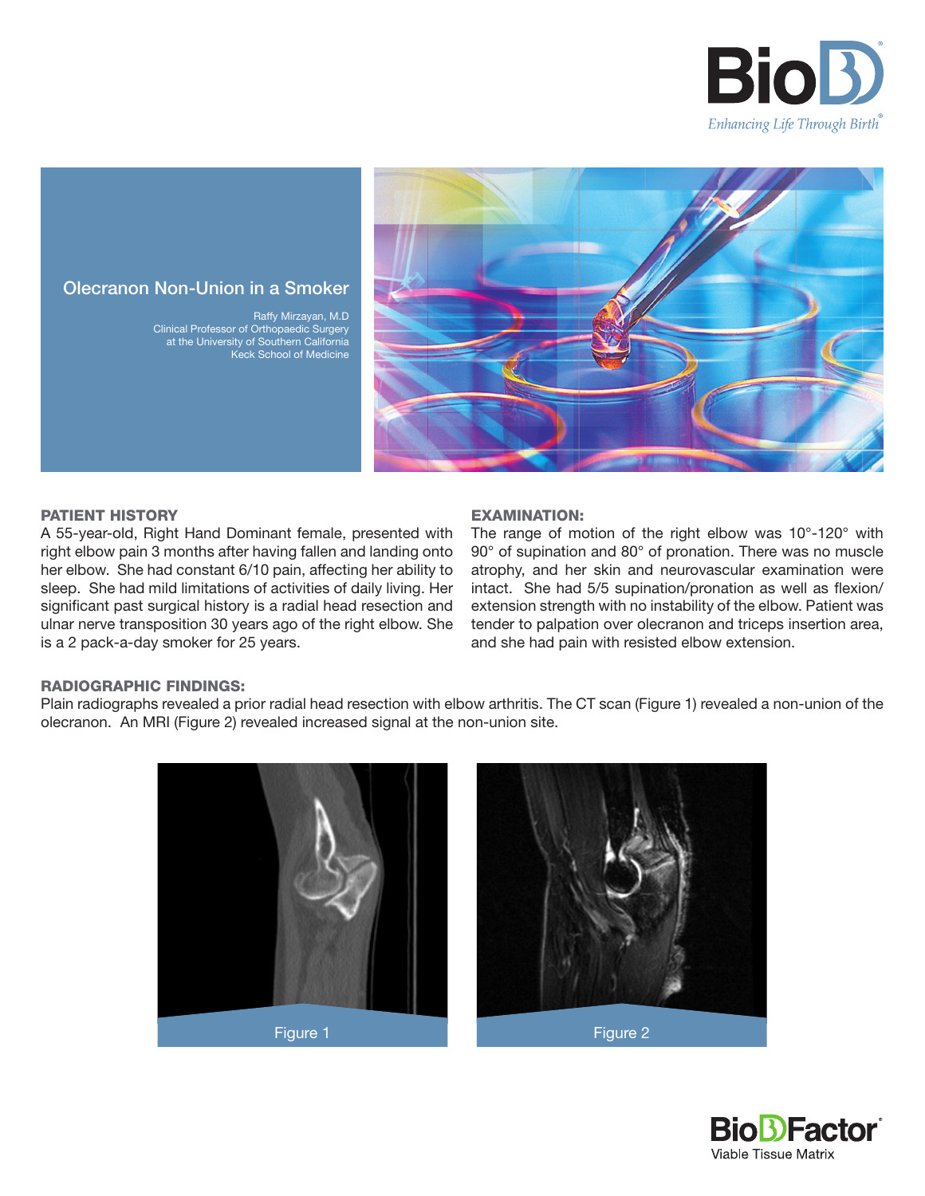# Olecranon Non-Union in a Smoker

Raffy Mirzayan, M.D
Clinical Professor of Orthopaedic Surgery
at the University of Southern California
Keck School of Medicine

## PATIENT HISTORY

A 55-year-old, Right Hand Dominant female, presented with right elbow pain 3 months after having fallen and landing onto her elbow. She had constant 6/10 pain, affecting her ability to sleep. She had mild limitations of activities of daily living. Her significant past surgical history is a radial head resection and ulnar nerve transposition 30 years ago of the right elbow. She is a 2 pack-a-day smoker for 25 years.

## EXAMINATION:

The range of motion of the right elbow was 10°-120° with 90° of supination and 80° of pronation. There was no muscle atrophy, and her skin and neurovascular examination were intact. She had 5/5 supination/pronation as well as flexion/extension strength with no instability of the elbow. Patient was tender to palpation over olecranon and triceps insertion area, and she had pain with resisted elbow extension.

## RADIOGRAPHIC FINDINGS:

Plain radiographs revealed a prior radial head resection with elbow arthritis. The CT scan (Figure 1) revealed a non-union of the olecranon. An MRI (Figure 2) revealed increased signal at the non-union site.

Figure 1

Figure 2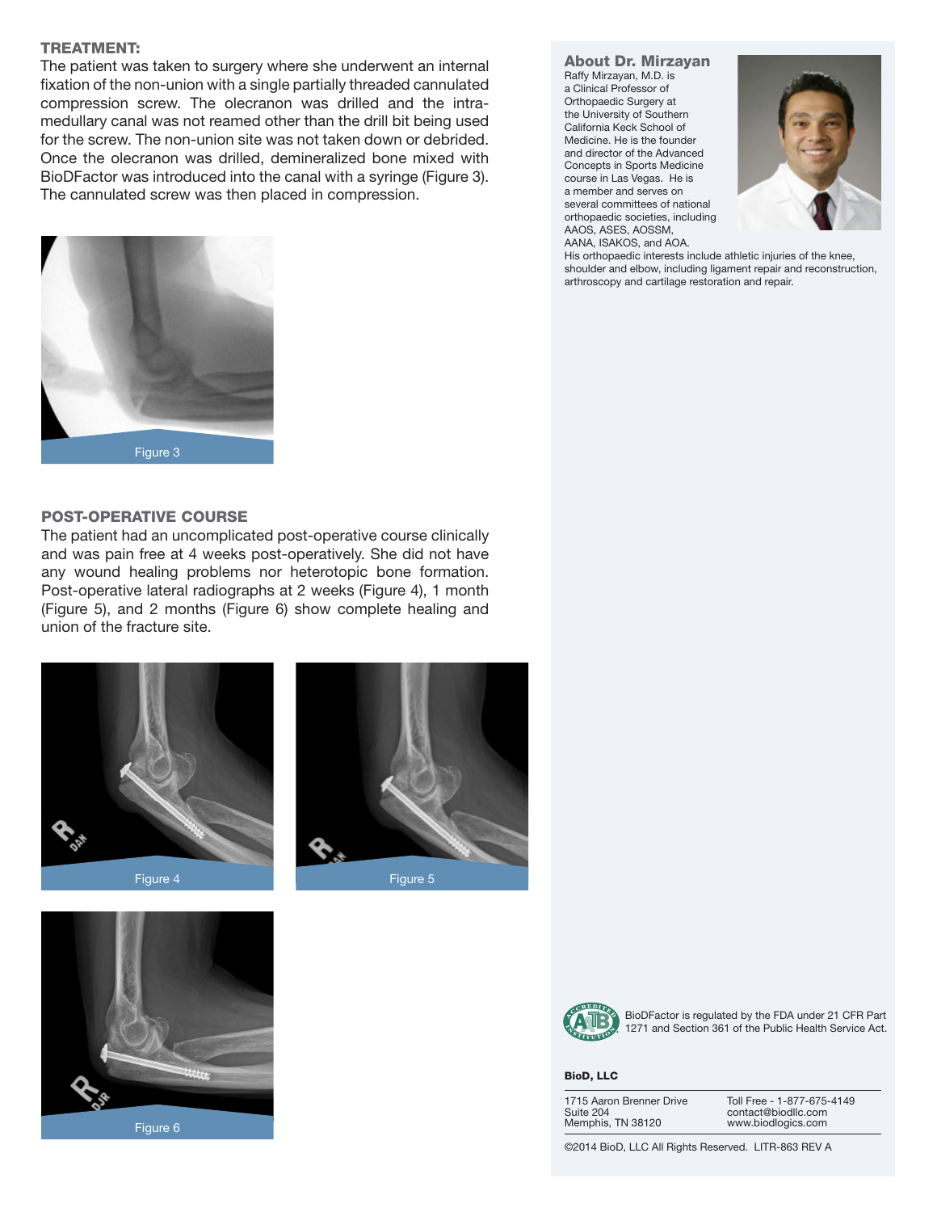## TREATMENT:

The patient was taken to surgery where she underwent an internal fixation of the non-union with a single partially threaded cannulated compression screw. The olecranon was drilled and the intra-medullary canal was not reamed other than the drill bit being used for the screw. The non-union site was not taken down or debrided. Once the olecranon was drilled, demineralized bone mixed with BioDFactor was introduced into the canal with a syringe (Figure 3). The cannulated screw was then placed in compression.

Figure 3

## POST-OPERATIVE COURSE

The patient had an uncomplicated post-operative course clinically and was pain free at 4 weeks post-operatively. She did not have any wound healing problems nor heterotopic bone formation. Post-operative lateral radiographs at 2 weeks (Figure 4), 1 month (Figure 5), and 2 months (Figure 6) show complete healing and union of the fracture site.

Figure 4

Figure 5

Figure 6

## About Dr. Mirzayan

Raffy Mirzayan, M.D. is a Clinical Professor of Orthopaedic Surgery at the University of Southern California Keck School of Medicine. He is the founder and director of the Advanced Concepts in Sports Medicine course in Las Vegas. He is a member and serves on several committees of national orthopaedic societies, including AAOS, ASES, AOSSM, AANA, ISAKOS, and AOA. His orthopaedic interests include athletic injuries of the knee, shoulder and elbow, including ligament repair and reconstruction, arthroscopy and cartilage restoration and repair.

BioDFactor is regulated by the FDA under 21 CFR Part 1271 and Section 361 of the Public Health Service Act.

**BioD, LLC**

1715 Aaron Brenner Drive
Suite 204
Memphis, TN 38120

Toll Free - 1-877-675-4149
contact@biodllc.com
www.biodlogics.com

©2014 BioD, LLC All Rights Reserved. LITR-863 REV A